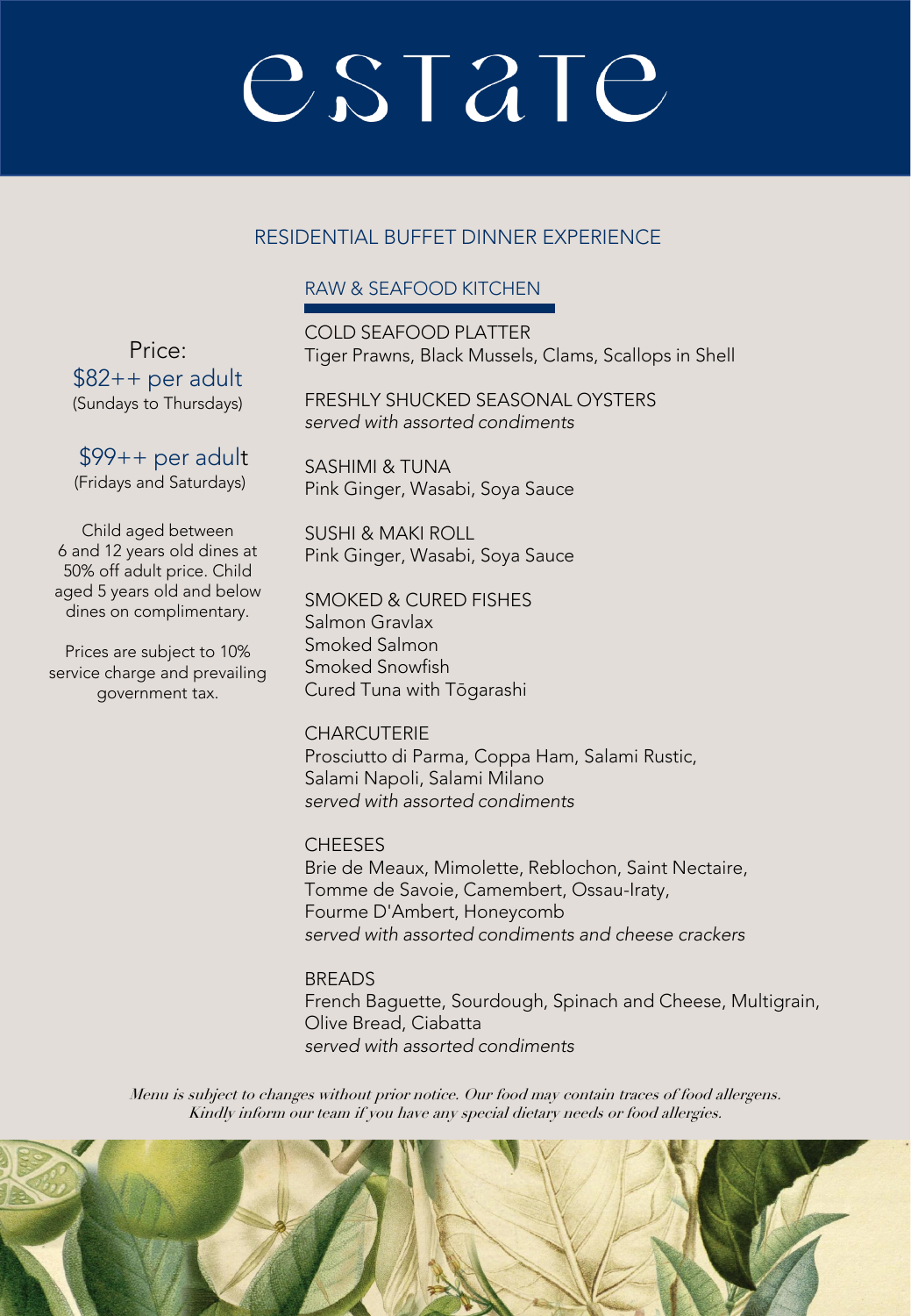# estate

## RESIDENTIAL BUFFET DINNER EXPERIENCE

Price:
$82++ per adult
(Sundays to Thursdays)

$99++ per adult
(Fridays and Saturdays)

Child aged between 6 and 12 years old dines at 50% off adult price. Child aged 5 years old and below dines on complimentary.

Prices are subject to 10% service charge and prevailing government tax.

### RAW & SEAFOOD KITCHEN

COLD SEAFOOD PLATTER
Tiger Prawns, Black Mussels, Clams, Scallops in Shell

FRESHLY SHUCKED SEASONAL OYSTERS
*served with assorted condiments*

SASHIMI & TUNA
Pink Ginger, Wasabi, Soya Sauce

SUSHI & MAKI ROLL
Pink Ginger, Wasabi, Soya Sauce

SMOKED & CURED FISHES
Salmon Gravlax
Smoked Salmon
Smoked Snowfish
Cured Tuna with Tōgarashi

CHARCUTERIE
Prosciutto di Parma, Coppa Ham, Salami Rustic, Salami Napoli, Salami Milano
*served with assorted condiments*

CHEESES
Brie de Meaux, Mimolette, Reblochon, Saint Nectaire, Tomme de Savoie, Camembert, Ossau-Iraty, Fourme D'Ambert, Honeycomb
*served with assorted condiments and cheese crackers*

BREADS
French Baguette, Sourdough, Spinach and Cheese, Multigrain, Olive Bread, Ciabatta
*served with assorted condiments*

*Menu is subject to changes without prior notice. Our food may contain traces of food allergens. Kindly inform our team if you have any special dietary needs or food allergies.*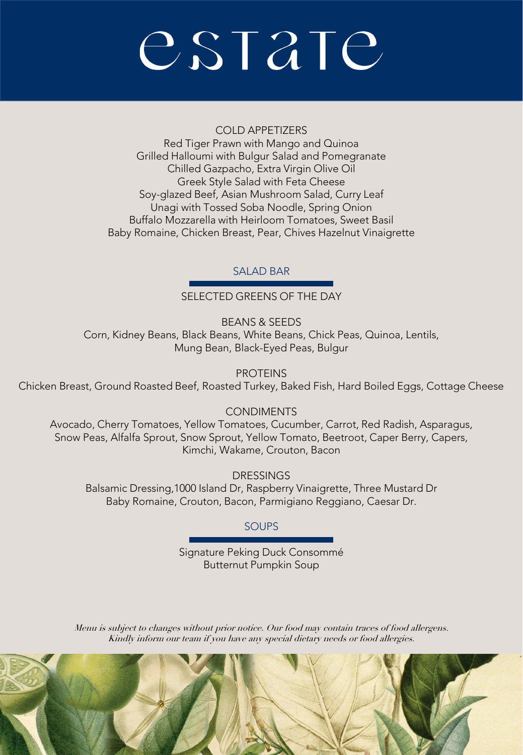# estate

## COLD APPETIZERS

Red Tiger Prawn with Mango and Quinoa
Grilled Halloumi with Bulgur Salad and Pomegranate
Chilled Gazpacho, Extra Virgin Olive Oil
Greek Style Salad with Feta Cheese
Soy-glazed Beef, Asian Mushroom Salad, Curry Leaf
Unagi with Tossed Soba Noodle, Spring Onion
Buffalo Mozzarella with Heirloom Tomatoes, Sweet Basil
Baby Romaine, Chicken Breast, Pear, Chives Hazelnut Vinaigrette

## SALAD BAR

### SELECTED GREENS OF THE DAY

### BEANS & SEEDS

Corn, Kidney Beans, Black Beans, White Beans, Chick Peas, Quinoa, Lentils, Mung Bean, Black-Eyed Peas, Bulgur

### PROTEINS

Chicken Breast, Ground Roasted Beef, Roasted Turkey, Baked Fish, Hard Boiled Eggs, Cottage Cheese

### CONDIMENTS

Avocado, Cherry Tomatoes, Yellow Tomatoes, Cucumber, Carrot, Red Radish, Asparagus, Snow Peas, Alfalfa Sprout, Snow Sprout, Yellow Tomato, Beetroot, Caper Berry, Capers, Kimchi, Wakame, Crouton, Bacon

### DRESSINGS

Balsamic Dressing,1000 Island Dr, Raspberry Vinaigrette, Three Mustard Dr
Baby Romaine, Crouton, Bacon, Parmigiano Reggiano, Caesar Dr.

## SOUPS

Signature Peking Duck Consommé
Butternut Pumpkin Soup

*Menu is subject to changes without prior notice. Our food may contain traces of food allergens. Kindly inform our team if you have any special dietary needs or food allergies.*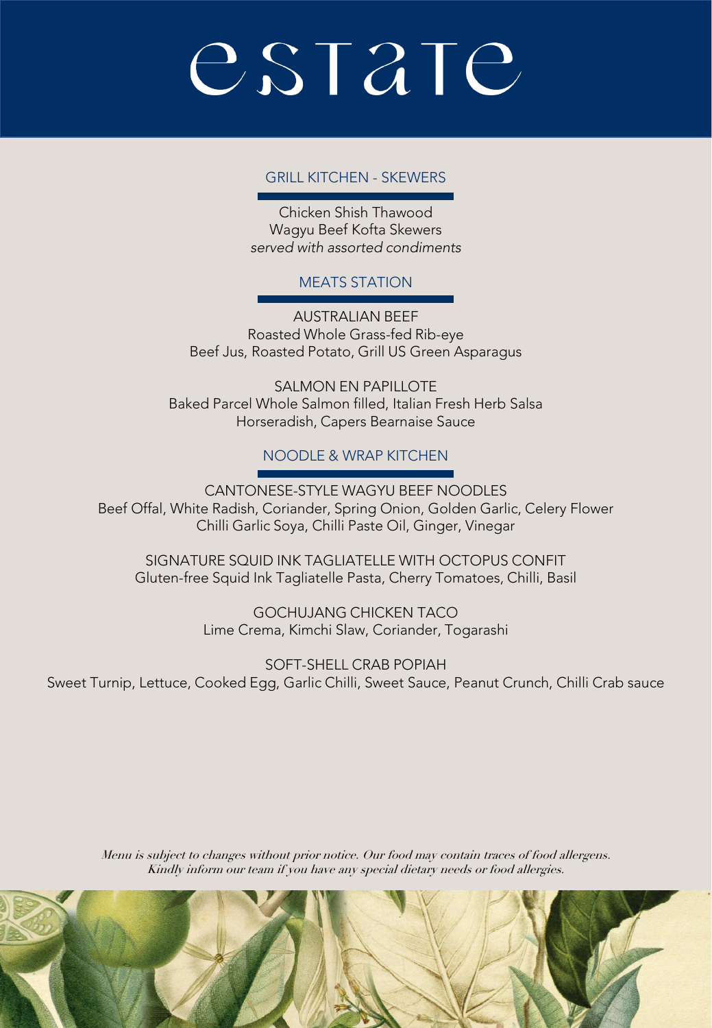# estate

## GRILL KITCHEN - SKEWERS

Chicken Shish Thawood
Wagyu Beef Kofta Skewers
*served with assorted condiments*

## MEATS STATION

AUSTRALIAN BEEF
Roasted Whole Grass-fed Rib-eye
Beef Jus, Roasted Potato, Grill US Green Asparagus

SALMON EN PAPILLOTE
Baked Parcel Whole Salmon filled, Italian Fresh Herb Salsa
Horseradish, Capers Bearnaise Sauce

## NOODLE & WRAP KITCHEN

CANTONESE-STYLE WAGYU BEEF NOODLES
Beef Offal, White Radish, Coriander, Spring Onion, Golden Garlic, Celery Flower
Chilli Garlic Soya, Chilli Paste Oil, Ginger, Vinegar

SIGNATURE SQUID INK TAGLIATELLE WITH OCTOPUS CONFIT
Gluten-free Squid Ink Tagliatelle Pasta, Cherry Tomatoes, Chilli, Basil

GOCHUJANG CHICKEN TACO
Lime Crema, Kimchi Slaw, Coriander, Togarashi

SOFT-SHELL CRAB POPIAH
Sweet Turnip, Lettuce, Cooked Egg, Garlic Chilli, Sweet Sauce, Peanut Crunch, Chilli Crab sauce

*Menu is subject to changes without prior notice. Our food may contain traces of food allergens. Kindly inform our team if you have any special dietary needs or food allergies.*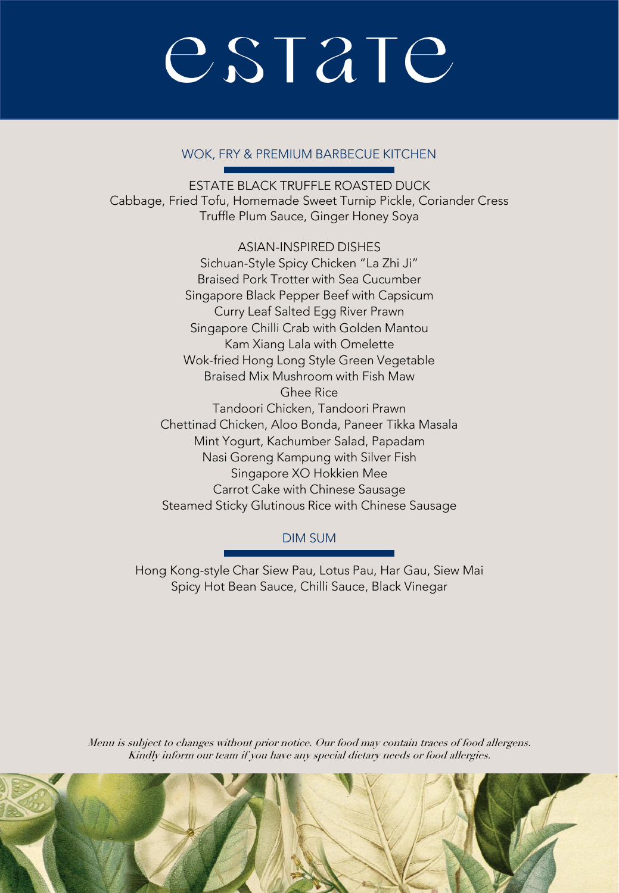# estate

## WOK, FRY & PREMIUM BARBECUE KITCHEN

ESTATE BLACK TRUFFLE ROASTED DUCK
Cabbage, Fried Tofu, Homemade Sweet Turnip Pickle, Coriander Cress
Truffle Plum Sauce, Ginger Honey Soya

ASIAN-INSPIRED DISHES
Sichuan-Style Spicy Chicken "La Zhi Ji"
Braised Pork Trotter with Sea Cucumber
Singapore Black Pepper Beef with Capsicum
Curry Leaf Salted Egg River Prawn
Singapore Chilli Crab with Golden Mantou
Kam Xiang Lala with Omelette
Wok-fried Hong Long Style Green Vegetable
Braised Mix Mushroom with Fish Maw
Ghee Rice
Tandoori Chicken, Tandoori Prawn
Chettinad Chicken, Aloo Bonda, Paneer Tikka Masala
Mint Yogurt, Kachumber Salad, Papadam
Nasi Goreng Kampung with Silver Fish
Singapore XO Hokkien Mee
Carrot Cake with Chinese Sausage
Steamed Sticky Glutinous Rice with Chinese Sausage

## DIM SUM

Hong Kong-style Char Siew Pau, Lotus Pau, Har Gau, Siew Mai
Spicy Hot Bean Sauce, Chilli Sauce, Black Vinegar

*Menu is subject to changes without prior notice. Our food may contain traces of food allergens. Kindly inform our team if you have any special dietary needs or food allergies.*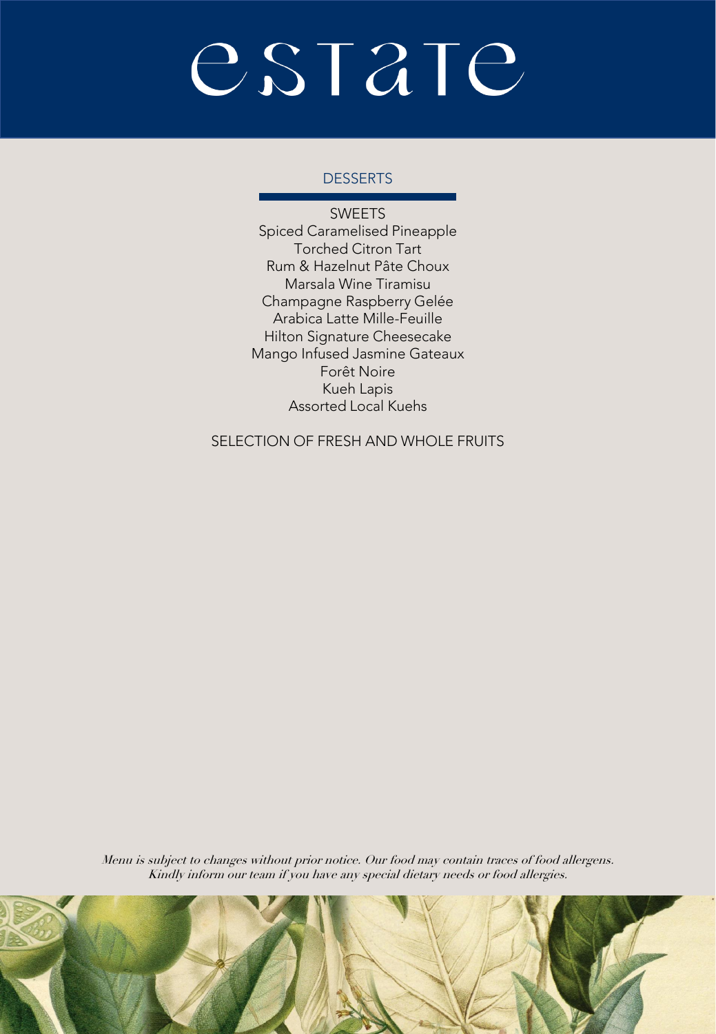# estate

## DESSERTS

### SWEETS

Spiced Caramelised Pineapple
Torched Citron Tart
Rum & Hazelnut Pâte Choux
Marsala Wine Tiramisu
Champagne Raspberry Gelée
Arabica Latte Mille-Feuille
Hilton Signature Cheesecake
Mango Infused Jasmine Gateaux
Forêt Noire
Kueh Lapis
Assorted Local Kuehs

### SELECTION OF FRESH AND WHOLE FRUITS

*Menu is subject to changes without prior notice. Our food may contain traces of food allergens. Kindly inform our team if you have any special dietary needs or food allergies.*